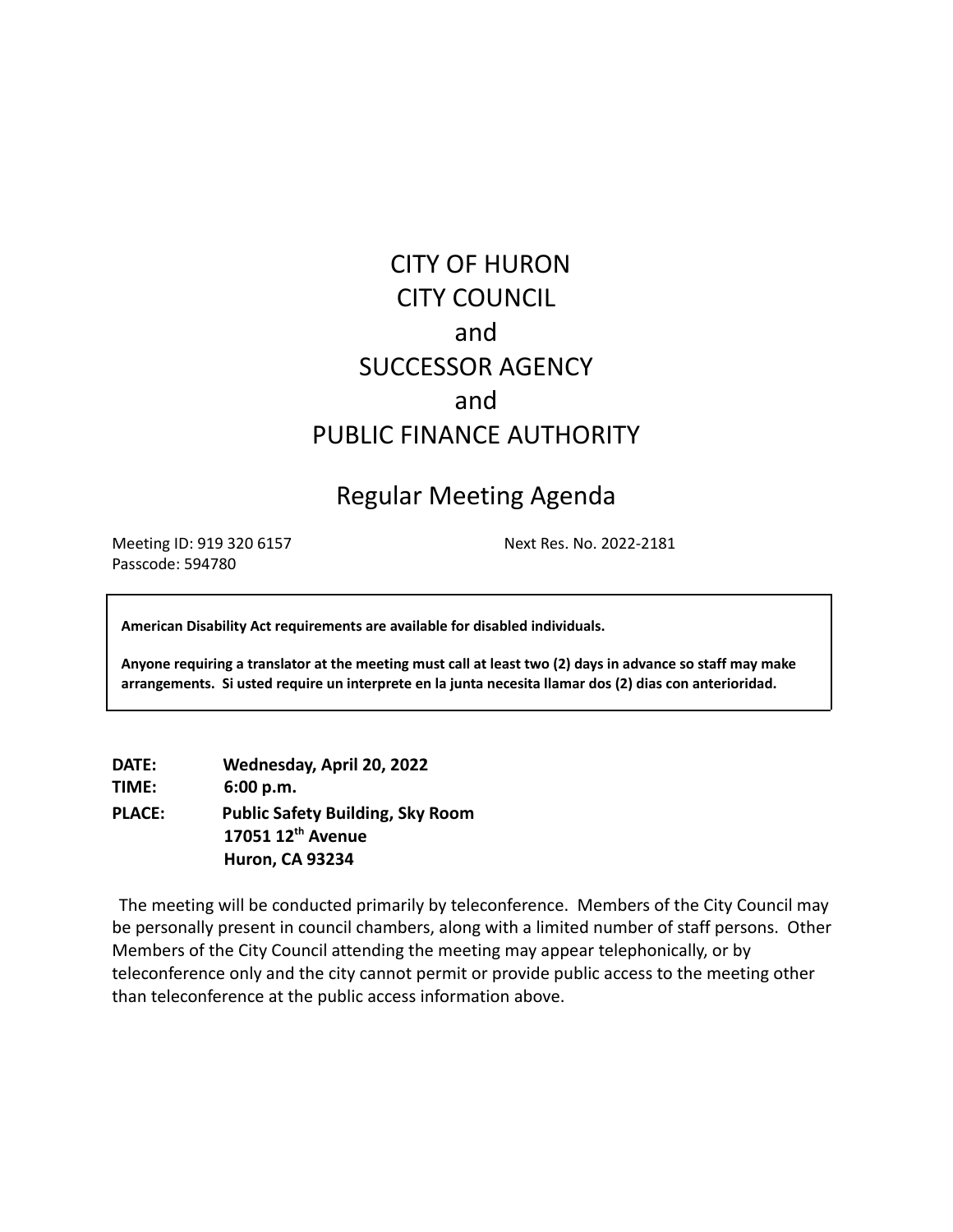# CITY OF HURON
# CITY COUNCIL
# and
# SUCCESSOR AGENCY
# and
# PUBLIC FINANCE AUTHORITY

## Regular Meeting Agenda

Meeting ID: 919 320 6157
Passcode: 594780

Next Res. No. 2022-2181

**American Disability Act requirements are available for disabled individuals.**

**Anyone requiring a translator at the meeting must call at least two (2) days in advance so staff may make arrangements. Si usted require un interprete en la junta necesita llamar dos (2) dias con anterioridad.**

**DATE:** **Wednesday, April 20, 2022**
**TIME:** **6:00 p.m.**
**PLACE:** **Public Safety Building, Sky Room**
**17051 12th Avenue**
**Huron, CA 93234**

The meeting will be conducted primarily by teleconference. Members of the City Council may be personally present in council chambers, along with a limited number of staff persons. Other Members of the City Council attending the meeting may appear telephonically, or by teleconference only and the city cannot permit or provide public access to the meeting other than teleconference at the public access information above.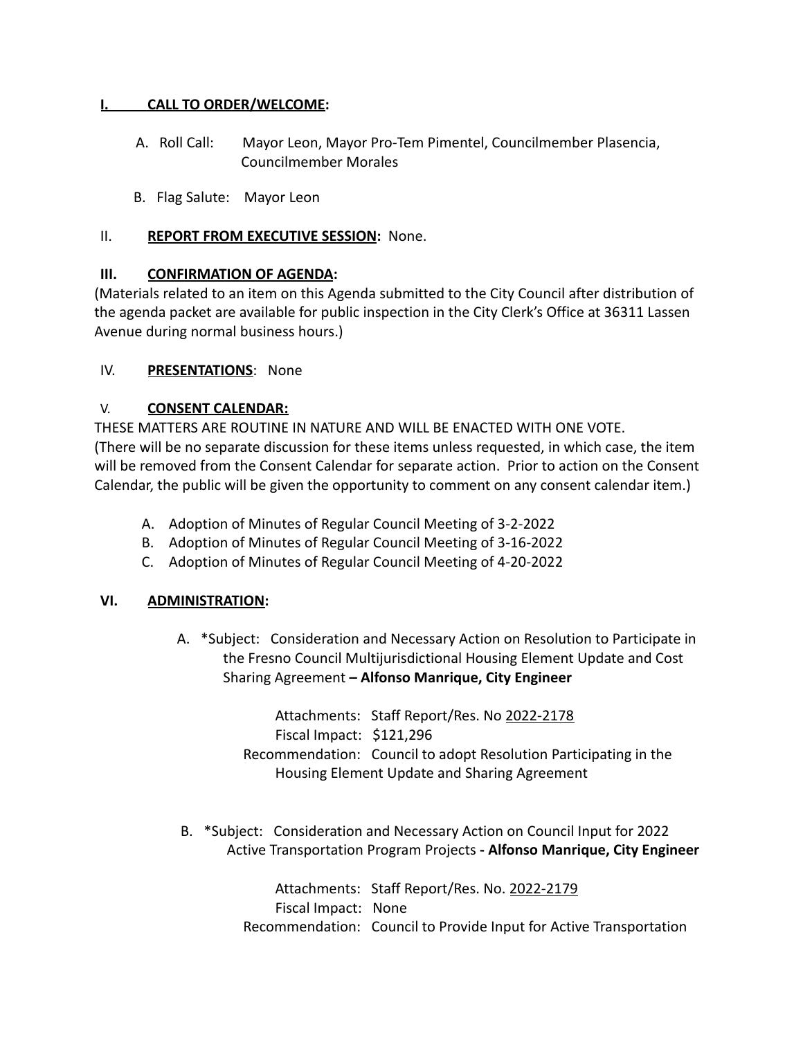**I. CALL TO ORDER/WELCOME:**

A. Roll Call: Mayor Leon, Mayor Pro-Tem Pimentel, Councilmember Plasencia, Councilmember Morales

B. Flag Salute: Mayor Leon

II. **REPORT FROM EXECUTIVE SESSION:** None.

**III. CONFIRMATION OF AGENDA:**

(Materials related to an item on this Agenda submitted to the City Council after distribution of the agenda packet are available for public inspection in the City Clerk's Office at 36311 Lassen Avenue during normal business hours.)

IV. **PRESENTATIONS**: None

V. **CONSENT CALENDAR:**

THESE MATTERS ARE ROUTINE IN NATURE AND WILL BE ENACTED WITH ONE VOTE.
(There will be no separate discussion for these items unless requested, in which case, the item will be removed from the Consent Calendar for separate action. Prior to action on the Consent Calendar, the public will be given the opportunity to comment on any consent calendar item.)

A. Adoption of Minutes of Regular Council Meeting of 3-2-2022
B. Adoption of Minutes of Regular Council Meeting of 3-16-2022
C. Adoption of Minutes of Regular Council Meeting of 4-20-2022

**VI. ADMINISTRATION:**

A. *Subject: Consideration and Necessary Action on Resolution to Participate in the Fresno Council Multijurisdictional Housing Element Update and Cost Sharing Agreement **– Alfonso Manrique, City Engineer**

Attachments: Staff Report/Res. No 2022-2178
Fiscal Impact: $121,296
Recommendation: Council to adopt Resolution Participating in the Housing Element Update and Sharing Agreement

B. *Subject: Consideration and Necessary Action on Council Input for 2022 Active Transportation Program Projects **- Alfonso Manrique, City Engineer**

Attachments: Staff Report/Res. No. 2022-2179
Fiscal Impact: None
Recommendation: Council to Provide Input for Active Transportation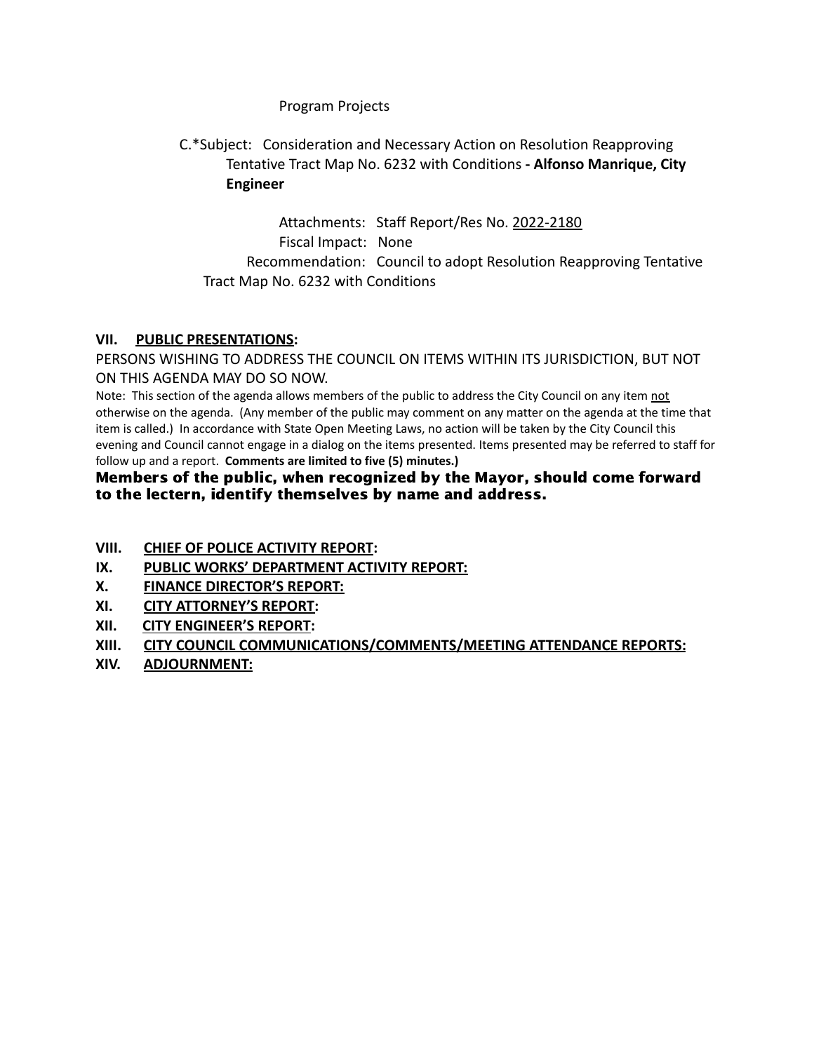Program Projects

C.*Subject: Consideration and Necessary Action on Resolution Reapproving Tentative Tract Map No. 6232 with Conditions **- Alfonso Manrique, City Engineer**

Attachments: Staff Report/Res No. 2022-2180
Fiscal Impact: None
Recommendation: Council to adopt Resolution Reapproving Tentative Tract Map No. 6232 with Conditions

**VII. PUBLIC PRESENTATIONS:**

PERSONS WISHING TO ADDRESS THE COUNCIL ON ITEMS WITHIN ITS JURISDICTION, BUT NOT ON THIS AGENDA MAY DO SO NOW.

Note: This section of the agenda allows members of the public to address the City Council on any item not otherwise on the agenda. (Any member of the public may comment on any matter on the agenda at the time that item is called.) In accordance with State Open Meeting Laws, no action will be taken by the City Council this evening and Council cannot engage in a dialog on the items presented. Items presented may be referred to staff for follow up and a report. **Comments are limited to five (5) minutes.)**

**Members of the public, when recognized by the Mayor, should come forward to the lectern, identify themselves by name and address.**

**VIII. CHIEF OF POLICE ACTIVITY REPORT:**

**IX. PUBLIC WORKS' DEPARTMENT ACTIVITY REPORT:**

**X. FINANCE DIRECTOR'S REPORT:**

**XI. CITY ATTORNEY'S REPORT:**

**XII. CITY ENGINEER'S REPORT:**

**XIII. CITY COUNCIL COMMUNICATIONS/COMMENTS/MEETING ATTENDANCE REPORTS:**

**XIV. ADJOURNMENT:**